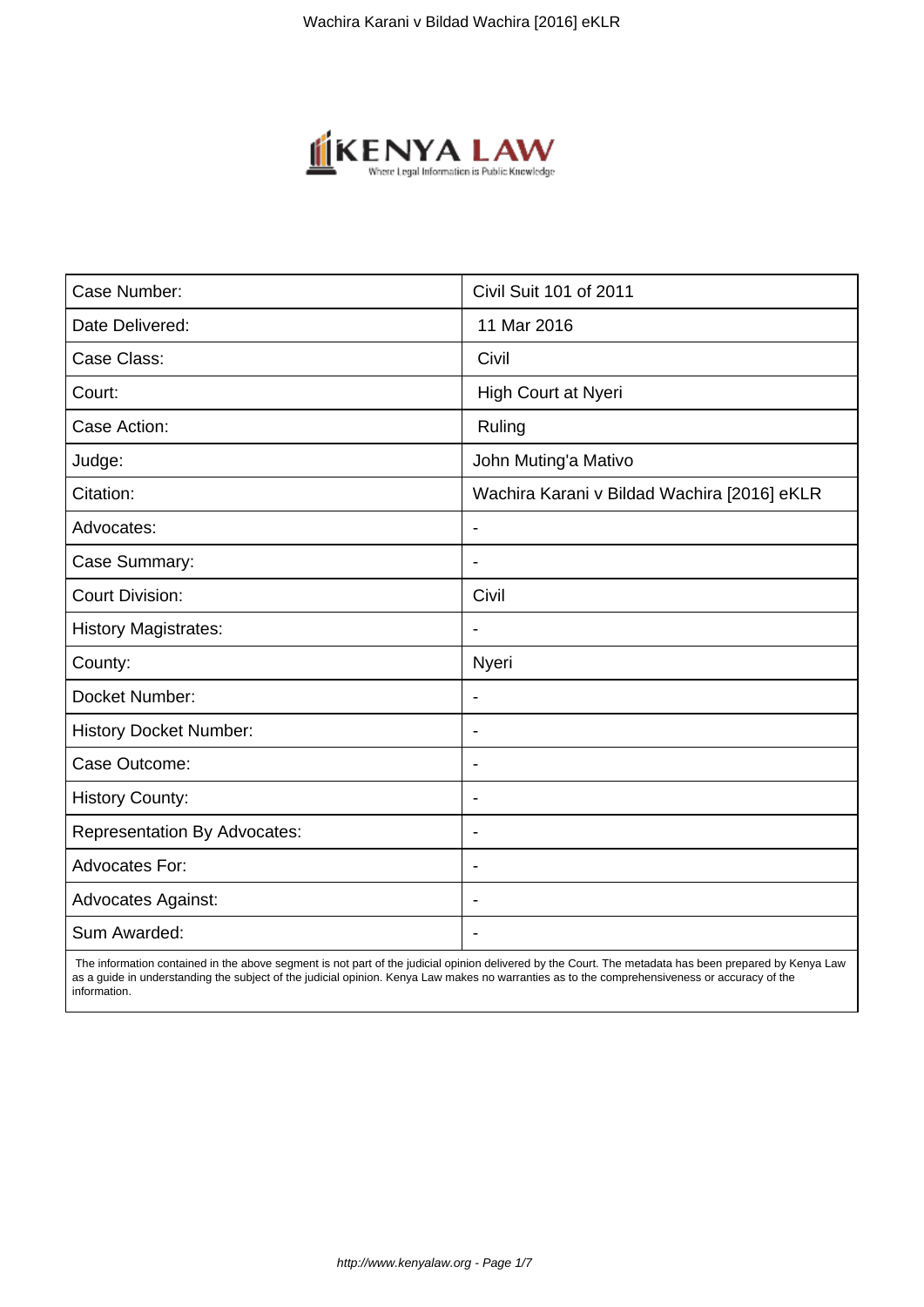| Case Number: | Civil Suit 101 of 2011 |
|---|---|
| Date Delivered: | 11 Mar 2016 |
| Case Class: | Civil |
| Court: | High Court at Nyeri |
| Case Action: | Ruling |
| Judge: | John Muting'a Mativo |
| Citation: | Wachira Karani v Bildad Wachira [2016] eKLR |
| Advocates: | - |
| Case Summary: | - |
| Court Division: | Civil |
| History Magistrates: | - |
| County: | Nyeri |
| Docket Number: | - |
| History Docket Number: | - |
| Case Outcome: | - |
| History County: | - |
| Representation By Advocates: | - |
| Advocates For: | - |
| Advocates Against: | - |
| Sum Awarded: | - |

The information contained in the above segment is not part of the judicial opinion delivered by the Court. The metadata has been prepared by Kenya Law as a guide in understanding the subject of the judicial opinion. Kenya Law makes no warranties as to the comprehensiveness or accuracy of the information.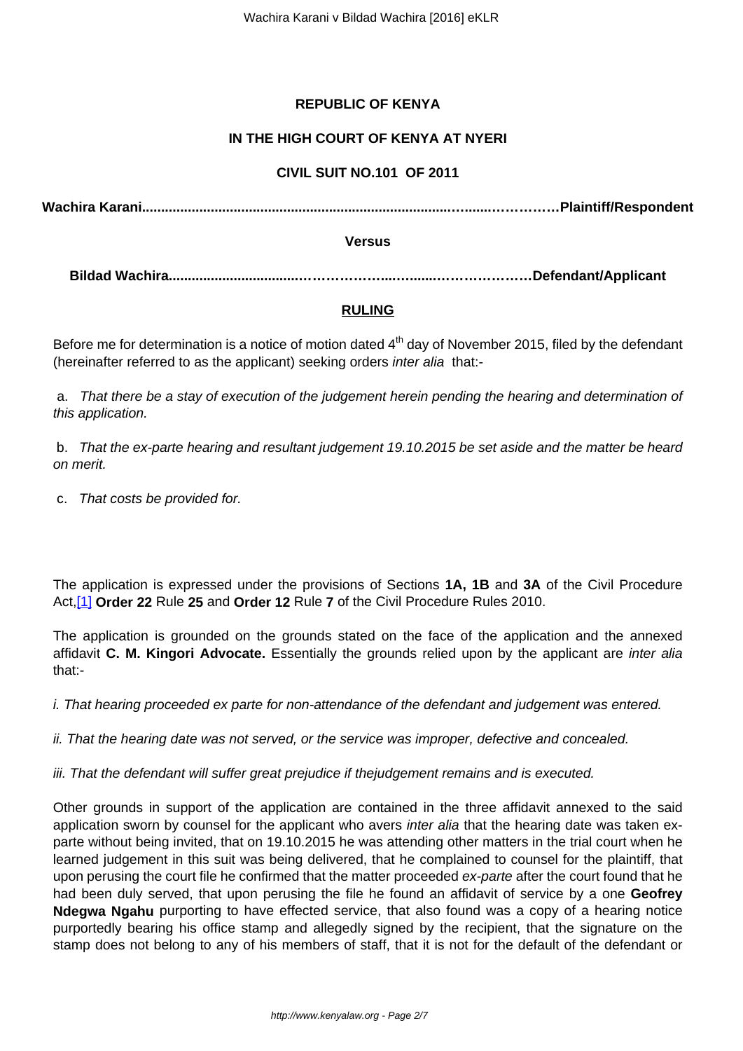**REPUBLIC OF KENYA**

**IN THE HIGH COURT OF KENYA AT NYERI**

**CIVIL SUIT NO.101 OF 2011**

**Wachira Karani...........................................................................................……………Plaintiff/Respondent**

**Versus**

**Bildad Wachira.................................………………...…......…………………Defendant/Applicant**

**RULING**

Before me for determination is a notice of motion dated 4th day of November 2015, filed by the defendant (hereinafter referred to as the applicant) seeking orders *inter alia* that:-

a. *That there be a stay of execution of the judgement herein pending the hearing and determination of this application.*

b. *That the ex-parte hearing and resultant judgement 19.10.2015 be set aside and the matter be heard on merit.*

c. *That costs be provided for.*

The application is expressed under the provisions of Sections **1A, 1B** and **3A** of the Civil Procedure Act,[1] **Order 22** Rule **25** and **Order 12** Rule **7** of the Civil Procedure Rules 2010.

The application is grounded on the grounds stated on the face of the application and the annexed affidavit **C. M. Kingori Advocate.** Essentially the grounds relied upon by the applicant are *inter alia* that:-

*i. That hearing proceeded ex parte for non-attendance of the defendant and judgement was entered.*

*ii. That the hearing date was not served, or the service was improper, defective and concealed.*

*iii. That the defendant will suffer great prejudice if thejudgement remains and is executed.*

Other grounds in support of the application are contained in the three affidavit annexed to the said application sworn by counsel for the applicant who avers *inter alia* that the hearing date was taken ex-parte without being invited, that on 19.10.2015 he was attending other matters in the trial court when he learned judgement in this suit was being delivered, that he complained to counsel for the plaintiff, that upon perusing the court file he confirmed that the matter proceeded *ex-parte* after the court found that he had been duly served, that upon perusing the file he found an affidavit of service by a one **Geofrey Ndegwa Ngahu** purporting to have effected service, that also found was a copy of a hearing notice purportedly bearing his office stamp and allegedly signed by the recipient, that the signature on the stamp does not belong to any of his members of staff, that it is not for the default of the defendant or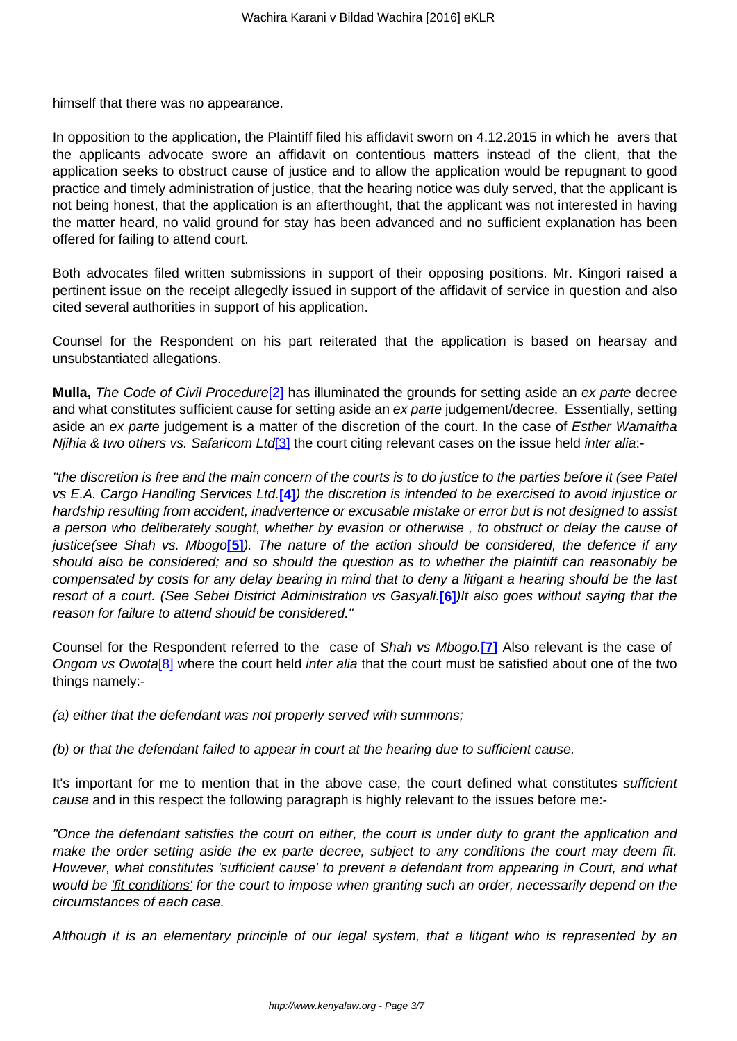himself that there was no appearance.

In opposition to the application, the Plaintiff filed his affidavit sworn on 4.12.2015 in which he avers that the applicants advocate swore an affidavit on contentious matters instead of the client, that the application seeks to obstruct cause of justice and to allow the application would be repugnant to good practice and timely administration of justice, that the hearing notice was duly served, that the applicant is not being honest, that the application is an afterthought, that the applicant was not interested in having the matter heard, no valid ground for stay has been advanced and no sufficient explanation has been offered for failing to attend court.

Both advocates filed written submissions in support of their opposing positions. Mr. Kingori raised a pertinent issue on the receipt allegedly issued in support of the affidavit of service in question and also cited several authorities in support of his application.

Counsel for the Respondent on his part reiterated that the application is based on hearsay and unsubstantiated allegations.

**Mulla,** *The Code of Civil Procedure*[2] has illuminated the grounds for setting aside an *ex parte* decree and what constitutes sufficient cause for setting aside an *ex parte* judgement/decree. Essentially, setting aside an *ex parte* judgement is a matter of the discretion of the court. In the case of *Esther Wamaitha Njihia & two others vs. Safaricom Ltd*[3] the court citing relevant cases on the issue held *inter alia*:-

*"the discretion is free and the main concern of the courts is to do justice to the parties before it (see Patel vs E.A. Cargo Handling Services Ltd.*[4]*) the discretion is intended to be exercised to avoid injustice or hardship resulting from accident, inadvertence or excusable mistake or error but is not designed to assist a person who deliberately sought, whether by evasion or otherwise , to obstruct or delay the cause of justice(see Shah vs. Mbogo*[5]*). The nature of the action should be considered, the defence if any should also be considered; and so should the question as to whether the plaintiff can reasonably be compensated by costs for any delay bearing in mind that to deny a litigant a hearing should be the last resort of a court. (See Sebei District Administration vs Gasyali.*[6]*)It also goes without saying that the reason for failure to attend should be considered."*

Counsel for the Respondent referred to the case of *Shah vs Mbogo.*[7] Also relevant is the case of *Ongom vs Owota*[8] where the court held *inter alia* that the court must be satisfied about one of the two things namely:-

*(a) either that the defendant was not properly served with summons;*

*(b) or that the defendant failed to appear in court at the hearing due to sufficient cause.*

It's important for me to mention that in the above case, the court defined what constitutes *sufficient cause* and in this respect the following paragraph is highly relevant to the issues before me:-

*"Once the defendant satisfies the court on either, the court is under duty to grant the application and make the order setting aside the ex parte decree, subject to any conditions the court may deem fit. However, what constitutes 'sufficient cause' to prevent a defendant from appearing in Court, and what would be 'fit conditions' for the court to impose when granting such an order, necessarily depend on the circumstances of each case.*

*Although it is an elementary principle of our legal system, that a litigant who is represented by an*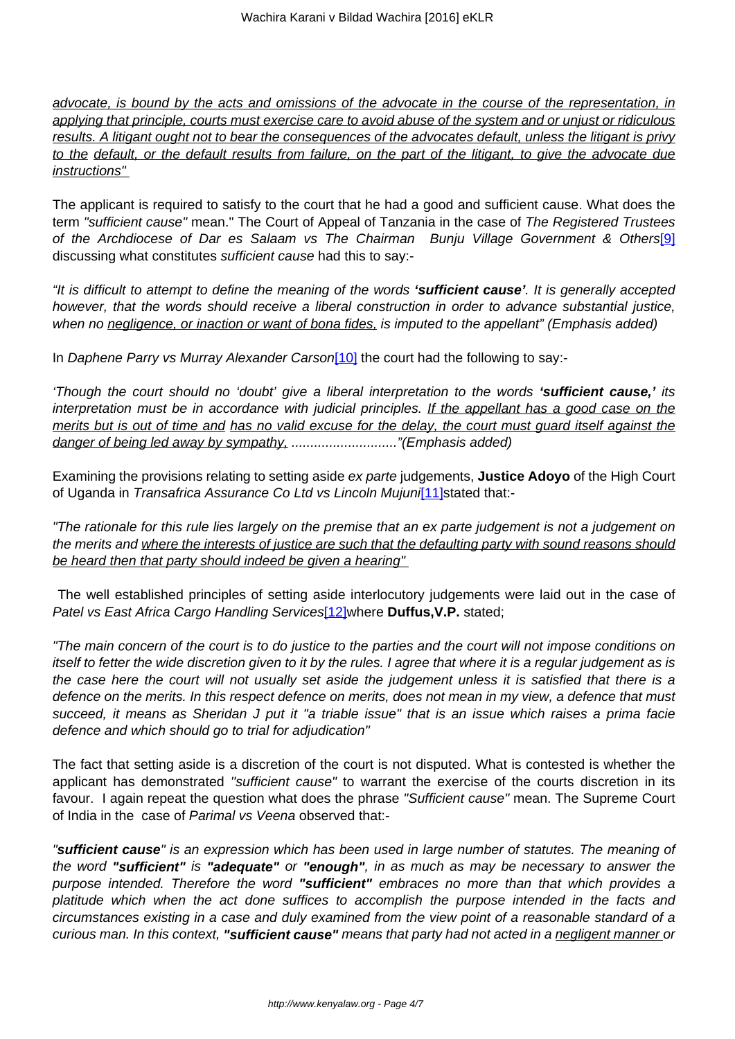<u>advocate, is bound by the acts and omissions of the advocate in the course of the representation, in applying that principle, courts must exercise care to avoid abuse of the system and or unjust or ridiculous results. A litigant ought not to bear the consequences of the advocates default, unless the litigant is privy to the default, or the default results from failure, on the part of the litigant, to give the advocate due instructions"</u>

The applicant is required to satisfy to the court that he had a good and sufficient cause. What does the term *"sufficient cause"* mean." The Court of Appeal of Tanzania in the case of *The Registered Trustees of the Archdiocese of Dar es Salaam vs The Chairman Bunju Village Government & Others*[9] discussing what constitutes *sufficient cause* had this to say:-

*"It is difficult to attempt to define the meaning of the words **'sufficient cause'**. It is generally accepted however, that the words should receive a liberal construction in order to advance substantial justice, when no <u>negligence, or inaction or want of bona fides,</u> is imputed to the appellant" (Emphasis added)*

In *Daphene Parry vs Murray Alexander Carson*[10] the court had the following to say:-

*'Though the court should no 'doubt' give a liberal interpretation to the words **'sufficient cause,'** its interpretation must be in accordance with judicial principles. <u>If the appellant has a good case on the merits but is out of time and</u> <u>has no valid excuse for the delay, the court must guard itself against the danger of being led away by sympathy,</u> ............................"(Emphasis added)*

Examining the provisions relating to setting aside *ex parte* judgements, **Justice Adoyo** of the High Court of Uganda in *Transafrica Assurance Co Ltd vs Lincoln Mujuni*[11]stated that:-

*"The rationale for this rule lies largely on the premise that an ex parte judgement is not a judgement on the merits and <u>where the interests of justice are such that the defaulting party with sound reasons should be heard then that party should indeed be given a hearing"</u>*

The well established principles of setting aside interlocutory judgements were laid out in the case of *Patel vs East Africa Cargo Handling Services*[12]where **Duffus,V.P.** stated;

*"The main concern of the court is to do justice to the parties and the court will not impose conditions on itself to fetter the wide discretion given to it by the rules. I agree that where it is a regular judgement as is the case here the court will not usually set aside the judgement unless it is satisfied that there is a defence on the merits. In this respect defence on merits, does not mean in my view, a defence that must succeed, it means as Sheridan J put it "a triable issue" that is an issue which raises a prima facie defence and which should go to trial for adjudication"*

The fact that setting aside is a discretion of the court is not disputed. What is contested is whether the applicant has demonstrated *"sufficient cause"* to warrant the exercise of the courts discretion in its favour. I again repeat the question what does the phrase *"Sufficient cause"* mean. The Supreme Court of India in the case of *Parimal vs Veena* observed that:-

*"**sufficient cause**" is an expression which has been used in large number of statutes. The meaning of the word **"sufficient"** is **"adequate"** or **"enough"**, in as much as may be necessary to answer the purpose intended. Therefore the word **"sufficient"** embraces no more than that which provides a platitude which when the act done suffices to accomplish the purpose intended in the facts and circumstances existing in a case and duly examined from the view point of a reasonable standard of a curious man. In this context, **"sufficient cause"** means that party had not acted in a <u>negligent manner</u> or*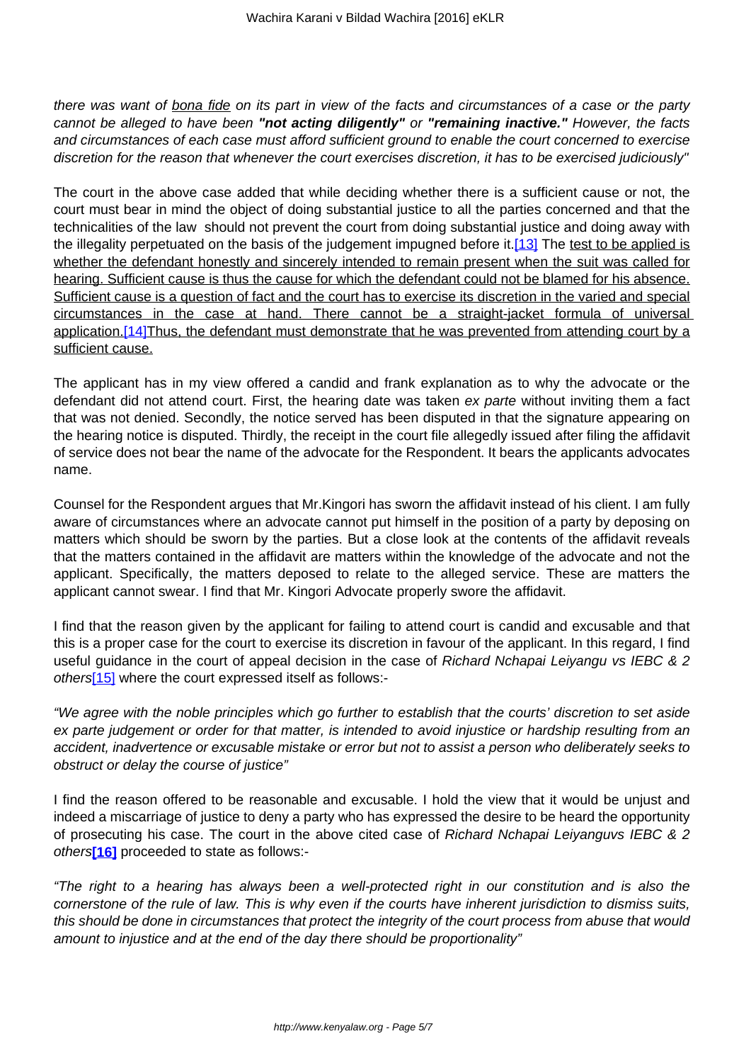*there was want of <u>bona fide</u> on its part in view of the facts and circumstances of a case or the party cannot be alleged to have been **"not acting diligently"** or **"remaining inactive."** However, the facts and circumstances of each case must afford sufficient ground to enable the court concerned to exercise discretion for the reason that whenever the court exercises discretion, it has to be exercised judiciously"*

The court in the above case added that while deciding whether there is a sufficient cause or not, the court must bear in mind the object of doing substantial justice to all the parties concerned and that the technicalities of the law should not prevent the court from doing substantial justice and doing away with the illegality perpetuated on the basis of the judgement impugned before it.[13] The <u>test to be applied is whether the defendant honestly and sincerely intended to remain present when the suit was called for hearing. Sufficient cause is thus the cause for which the defendant could not be blamed for his absence. Sufficient cause is a question of fact and the court has to exercise its discretion in the varied and special circumstances in the case at hand. There cannot be a straight-jacket formula of universal application.[14]Thus, the defendant must demonstrate that he was prevented from attending court by a sufficient cause.</u>

The applicant has in my view offered a candid and frank explanation as to why the advocate or the defendant did not attend court. First, the hearing date was taken *ex parte* without inviting them a fact that was not denied. Secondly, the notice served has been disputed in that the signature appearing on the hearing notice is disputed. Thirdly, the receipt in the court file allegedly issued after filing the affidavit of service does not bear the name of the advocate for the Respondent. It bears the applicants advocates name.

Counsel for the Respondent argues that Mr.Kingori has sworn the affidavit instead of his client. I am fully aware of circumstances where an advocate cannot put himself in the position of a party by deposing on matters which should be sworn by the parties. But a close look at the contents of the affidavit reveals that the matters contained in the affidavit are matters within the knowledge of the advocate and not the applicant. Specifically, the matters deposed to relate to the alleged service. These are matters the applicant cannot swear. I find that Mr. Kingori Advocate properly swore the affidavit.

I find that the reason given by the applicant for failing to attend court is candid and excusable and that this is a proper case for the court to exercise its discretion in favour of the applicant. In this regard, I find useful guidance in the court of appeal decision in the case of *Richard Nchapai Leiyangu vs IEBC & 2 others*[15] where the court expressed itself as follows:-

*"We agree with the noble principles which go further to establish that the courts' discretion to set aside ex parte judgement or order for that matter, is intended to avoid injustice or hardship resulting from an accident, inadvertence or excusable mistake or error but not to assist a person who deliberately seeks to obstruct or delay the course of justice"*

I find the reason offered to be reasonable and excusable. I hold the view that it would be unjust and indeed a miscarriage of justice to deny a party who has expressed the desire to be heard the opportunity of prosecuting his case. The court in the above cited case of *Richard Nchapai Leiyanguvs IEBC & 2 others*[16] proceeded to state as follows:-

*"The right to a hearing has always been a well-protected right in our constitution and is also the cornerstone of the rule of law. This is why even if the courts have inherent jurisdiction to dismiss suits, this should be done in circumstances that protect the integrity of the court process from abuse that would amount to injustice and at the end of the day there should be proportionality"*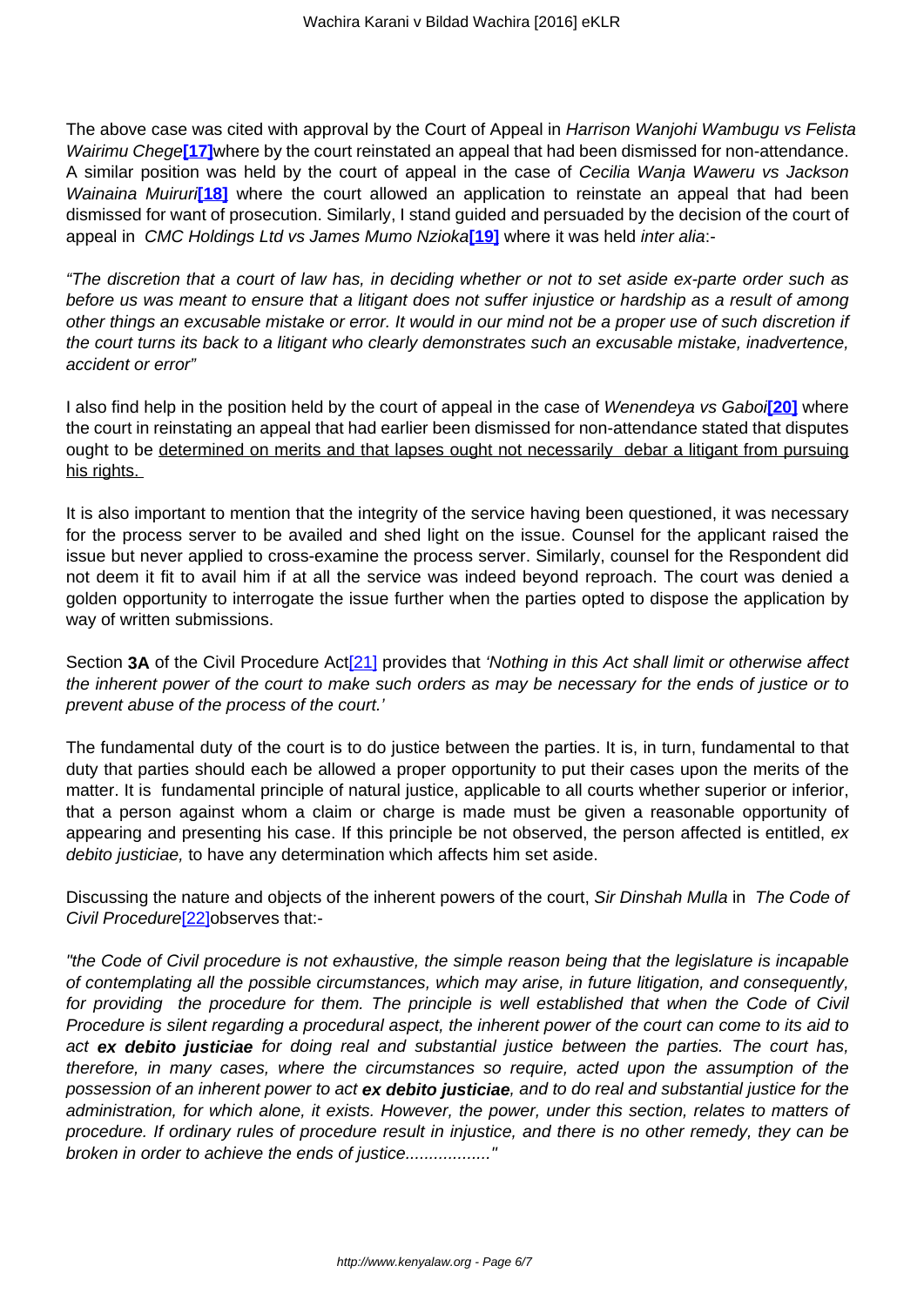The above case was cited with approval by the Court of Appeal in *Harrison Wanjohi Wambugu vs Felista Wairimu Chege*[17] where by the court reinstated an appeal that had been dismissed for non-attendance. A similar position was held by the court of appeal in the case of *Cecilia Wanja Waweru vs Jackson Wainaina Muiruri*[18] where the court allowed an application to reinstate an appeal that had been dismissed for want of prosecution. Similarly, I stand guided and persuaded by the decision of the court of appeal in *CMC Holdings Ltd vs James Mumo Nzioka*[19] where it was held *inter alia*:-

*"The discretion that a court of law has, in deciding whether or not to set aside ex-parte order such as before us was meant to ensure that a litigant does not suffer injustice or hardship as a result of among other things an excusable mistake or error. It would in our mind not be a proper use of such discretion if the court turns its back to a litigant who clearly demonstrates such an excusable mistake, inadvertence, accident or error"*

I also find help in the position held by the court of appeal in the case of *Wenendeya vs Gaboi*[20] where the court in reinstating an appeal that had earlier been dismissed for non-attendance stated that disputes ought to be <u>determined on merits and that lapses ought not necessarily debar a litigant from pursuing his rights.</u>

It is also important to mention that the integrity of the service having been questioned, it was necessary for the process server to be availed and shed light on the issue. Counsel for the applicant raised the issue but never applied to cross-examine the process server. Similarly, counsel for the Respondent did not deem it fit to avail him if at all the service was indeed beyond reproach. The court was denied a golden opportunity to interrogate the issue further when the parties opted to dispose the application by way of written submissions.

Section **3A** of the Civil Procedure Act[21] provides that *'Nothing in this Act shall limit or otherwise affect the inherent power of the court to make such orders as may be necessary for the ends of justice or to prevent abuse of the process of the court.'*

The fundamental duty of the court is to do justice between the parties. It is, in turn, fundamental to that duty that parties should each be allowed a proper opportunity to put their cases upon the merits of the matter. It is fundamental principle of natural justice, applicable to all courts whether superior or inferior, that a person against whom a claim or charge is made must be given a reasonable opportunity of appearing and presenting his case. If this principle be not observed, the person affected is entitled, *ex debito justiciae,* to have any determination which affects him set aside.

Discussing the nature and objects of the inherent powers of the court, *Sir Dinshah Mulla* in *The Code of Civil Procedure*[22] observes that:-

*"the Code of Civil procedure is not exhaustive, the simple reason being that the legislature is incapable of contemplating all the possible circumstances, which may arise, in future litigation, and consequently, for providing the procedure for them. The principle is well established that when the Code of Civil Procedure is silent regarding a procedural aspect, the inherent power of the court can come to its aid to act* ***ex debito justiciae*** *for doing real and substantial justice between the parties. The court has, therefore, in many cases, where the circumstances so require, acted upon the assumption of the possession of an inherent power to act* ***ex debito justiciae****, and to do real and substantial justice for the administration, for which alone, it exists. However, the power, under this section, relates to matters of procedure. If ordinary rules of procedure result in injustice, and there is no other remedy, they can be broken in order to achieve the ends of justice.................."*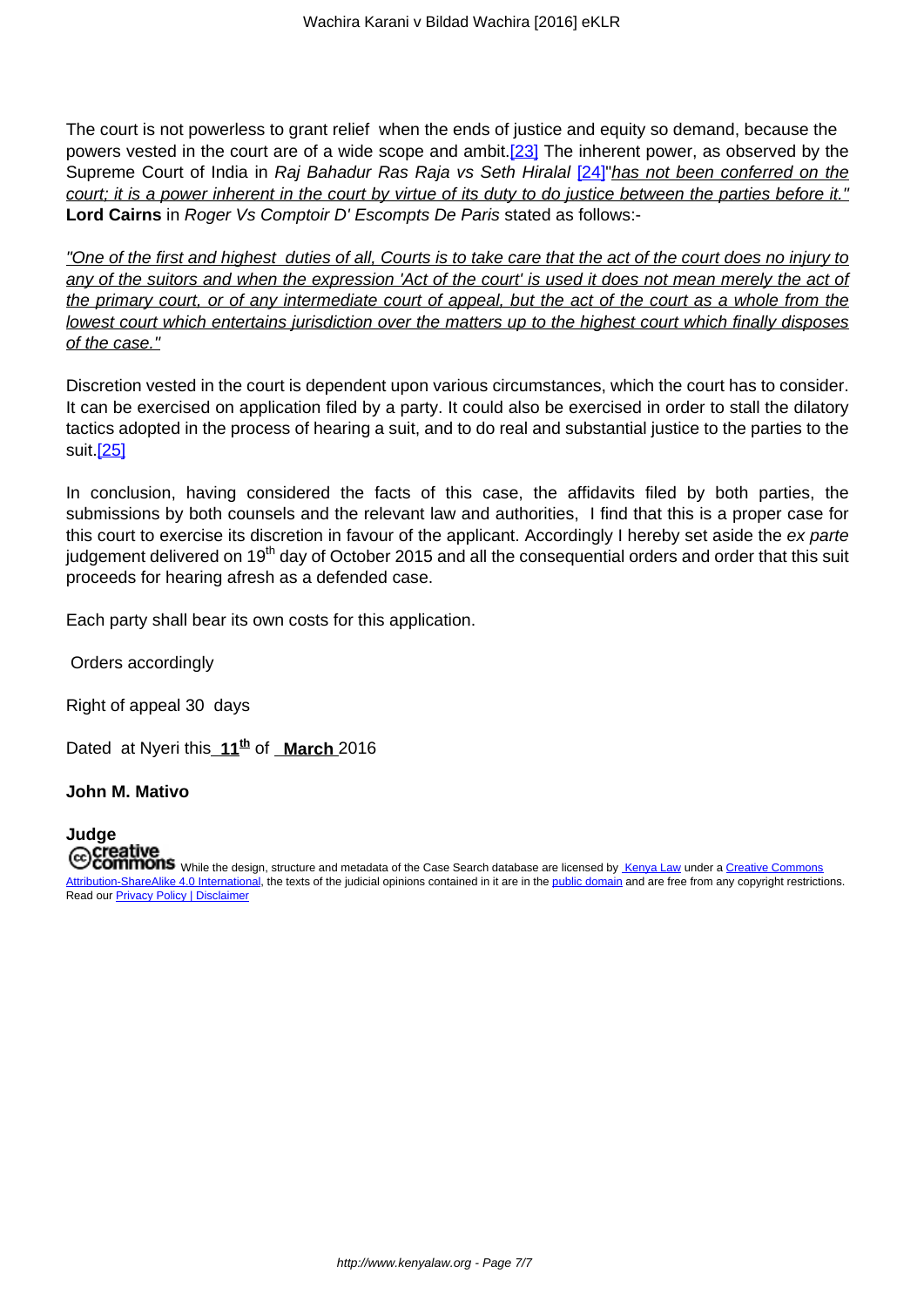The court is not powerless to grant relief when the ends of justice and equity so demand, because the powers vested in the court are of a wide scope and ambit.[23] The inherent power, as observed by the Supreme Court of India in *Raj Bahadur Ras Raja vs Seth Hiralal* [24]"has not been conferred on the court; it is a power inherent in the court by virtue of its duty to do justice between the parties before it." **Lord Cairns** in *Roger Vs Comptoir D' Escompts De Paris* stated as follows:-

"One of the first and highest duties of all, Courts is to take care that the act of the court does no injury to any of the suitors and when the expression 'Act of the court' is used it does not mean merely the act of the primary court, or of any intermediate court of appeal, but the act of the court as a whole from the lowest court which entertains jurisdiction over the matters up to the highest court which finally disposes of the case."

Discretion vested in the court is dependent upon various circumstances, which the court has to consider. It can be exercised on application filed by a party. It could also be exercised in order to stall the dilatory tactics adopted in the process of hearing a suit, and to do real and substantial justice to the parties to the suit.[25]

In conclusion, having considered the facts of this case, the affidavits filed by both parties, the submissions by both counsels and the relevant law and authorities, I find that this is a proper case for this court to exercise its discretion in favour of the applicant. Accordingly I hereby set aside the *ex parte* judgement delivered on 19th day of October 2015 and all the consequential orders and order that this suit proceeds for hearing afresh as a defended case.

Each party shall bear its own costs for this application.

Orders accordingly

Right of appeal 30 days

Dated at Nyeri this **11th** of **March** 2016

**John M. Mativo**

**Judge**

While the design, structure and metadata of the Case Search database are licensed by Kenya Law under a Creative Commons Attribution-ShareAlike 4.0 International, the texts of the judicial opinions contained in it are in the public domain and are free from any copyright restrictions. Read our Privacy Policy | Disclaimer